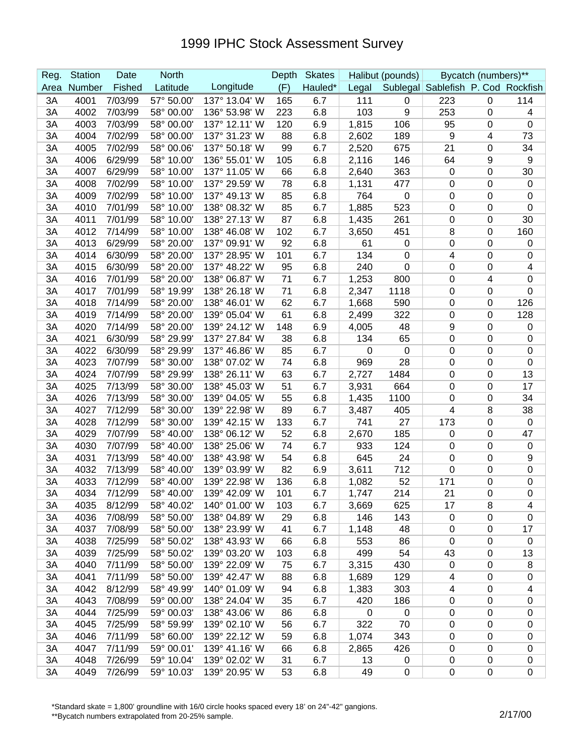# 1999 IPHC Stock Assessment Survey

| Reg. | Station | Date | North | | Depth | Skates | Halibut (pounds) | | Bycatch (numbers)** | | |
|---|---|---|---|---|---|---|---|---|---|---|---|
| Area | Number | Fished | Latitude | Longitude | (F) | Hauled* | Legal | Sublegal | Sablefish | P. Cod | Rockfish |
| 3A | 4001 | 7/03/99 | 57° 50.00' | 137° 13.04' W | 165 | 6.7 | 111 | 0 | 223 | 0 | 114 |
| 3A | 4002 | 7/03/99 | 58° 00.00' | 136° 53.98' W | 223 | 6.8 | 103 | 9 | 253 | 0 | 4 |
| 3A | 4003 | 7/03/99 | 58° 00.00' | 137° 12.11' W | 120 | 6.9 | 1,815 | 106 | 95 | 0 | 0 |
| 3A | 4004 | 7/02/99 | 58° 00.00' | 137° 31.23' W | 88 | 6.8 | 2,602 | 189 | 9 | 4 | 73 |
| 3A | 4005 | 7/02/99 | 58° 00.06' | 137° 50.18' W | 99 | 6.7 | 2,520 | 675 | 21 | 0 | 34 |
| 3A | 4006 | 6/29/99 | 58° 10.00' | 136° 55.01' W | 105 | 6.8 | 2,116 | 146 | 64 | 9 | 9 |
| 3A | 4007 | 6/29/99 | 58° 10.00' | 137° 11.05' W | 66 | 6.8 | 2,640 | 363 | 0 | 0 | 30 |
| 3A | 4008 | 7/02/99 | 58° 10.00' | 137° 29.59' W | 78 | 6.8 | 1,131 | 477 | 0 | 0 | 0 |
| 3A | 4009 | 7/02/99 | 58° 10.00' | 137° 49.13' W | 85 | 6.8 | 764 | 0 | 0 | 0 | 0 |
| 3A | 4010 | 7/01/99 | 58° 10.00' | 138° 08.32' W | 85 | 6.7 | 1,885 | 523 | 0 | 0 | 0 |
| 3A | 4011 | 7/01/99 | 58° 10.00' | 138° 27.13' W | 87 | 6.8 | 1,435 | 261 | 0 | 0 | 30 |
| 3A | 4012 | 7/14/99 | 58° 10.00' | 138° 46.08' W | 102 | 6.7 | 3,650 | 451 | 8 | 0 | 160 |
| 3A | 4013 | 6/29/99 | 58° 20.00' | 137° 09.91' W | 92 | 6.8 | 61 | 0 | 0 | 0 | 0 |
| 3A | 4014 | 6/30/99 | 58° 20.00' | 137° 28.95' W | 101 | 6.7 | 134 | 0 | 4 | 0 | 0 |
| 3A | 4015 | 6/30/99 | 58° 20.00' | 137° 48.22' W | 95 | 6.8 | 240 | 0 | 0 | 0 | 4 |
| 3A | 4016 | 7/01/99 | 58° 20.00' | 138° 06.87' W | 71 | 6.7 | 1,253 | 800 | 0 | 4 | 0 |
| 3A | 4017 | 7/01/99 | 58° 19.99' | 138° 26.18' W | 71 | 6.8 | 2,347 | 1118 | 0 | 0 | 0 |
| 3A | 4018 | 7/14/99 | 58° 20.00' | 138° 46.01' W | 62 | 6.7 | 1,668 | 590 | 0 | 0 | 126 |
| 3A | 4019 | 7/14/99 | 58° 20.00' | 139° 05.04' W | 61 | 6.8 | 2,499 | 322 | 0 | 0 | 128 |
| 3A | 4020 | 7/14/99 | 58° 20.00' | 139° 24.12' W | 148 | 6.9 | 4,005 | 48 | 9 | 0 | 0 |
| 3A | 4021 | 6/30/99 | 58° 29.99' | 137° 27.84' W | 38 | 6.8 | 134 | 65 | 0 | 0 | 0 |
| 3A | 4022 | 6/30/99 | 58° 29.99' | 137° 46.86' W | 85 | 6.7 | 0 | 0 | 0 | 0 | 0 |
| 3A | 4023 | 7/07/99 | 58° 30.00' | 138° 07.02' W | 74 | 6.8 | 969 | 28 | 0 | 0 | 0 |
| 3A | 4024 | 7/07/99 | 58° 29.99' | 138° 26.11' W | 63 | 6.7 | 2,727 | 1484 | 0 | 0 | 13 |
| 3A | 4025 | 7/13/99 | 58° 30.00' | 138° 45.03' W | 51 | 6.7 | 3,931 | 664 | 0 | 0 | 17 |
| 3A | 4026 | 7/13/99 | 58° 30.00' | 139° 04.05' W | 55 | 6.8 | 1,435 | 1100 | 0 | 0 | 34 |
| 3A | 4027 | 7/12/99 | 58° 30.00' | 139° 22.98' W | 89 | 6.7 | 3,487 | 405 | 4 | 8 | 38 |
| 3A | 4028 | 7/12/99 | 58° 30.00' | 139° 42.15' W | 133 | 6.7 | 741 | 27 | 173 | 0 | 0 |
| 3A | 4029 | 7/07/99 | 58° 40.00' | 138° 06.12' W | 52 | 6.8 | 2,670 | 185 | 0 | 0 | 47 |
| 3A | 4030 | 7/07/99 | 58° 40.00' | 138° 25.06' W | 74 | 6.7 | 933 | 124 | 0 | 0 | 0 |
| 3A | 4031 | 7/13/99 | 58° 40.00' | 138° 43.98' W | 54 | 6.8 | 645 | 24 | 0 | 0 | 9 |
| 3A | 4032 | 7/13/99 | 58° 40.00' | 139° 03.99' W | 82 | 6.9 | 3,611 | 712 | 0 | 0 | 0 |
| 3A | 4033 | 7/12/99 | 58° 40.00' | 139° 22.98' W | 136 | 6.8 | 1,082 | 52 | 171 | 0 | 0 |
| 3A | 4034 | 7/12/99 | 58° 40.00' | 139° 42.09' W | 101 | 6.7 | 1,747 | 214 | 21 | 0 | 0 |
| 3A | 4035 | 8/12/99 | 58° 40.02' | 140° 01.00' W | 103 | 6.7 | 3,669 | 625 | 17 | 8 | 4 |
| 3A | 4036 | 7/08/99 | 58° 50.00' | 138° 04.89' W | 29 | 6.8 | 146 | 143 | 0 | 0 | 0 |
| 3A | 4037 | 7/08/99 | 58° 50.00' | 138° 23.99' W | 41 | 6.7 | 1,148 | 48 | 0 | 0 | 17 |
| 3A | 4038 | 7/25/99 | 58° 50.02' | 138° 43.93' W | 66 | 6.8 | 553 | 86 | 0 | 0 | 0 |
| 3A | 4039 | 7/25/99 | 58° 50.02' | 139° 03.20' W | 103 | 6.8 | 499 | 54 | 43 | 0 | 13 |
| 3A | 4040 | 7/11/99 | 58° 50.00' | 139° 22.09' W | 75 | 6.7 | 3,315 | 430 | 0 | 0 | 8 |
| 3A | 4041 | 7/11/99 | 58° 50.00' | 139° 42.47' W | 88 | 6.8 | 1,689 | 129 | 4 | 0 | 0 |
| 3A | 4042 | 8/12/99 | 58° 49.99' | 140° 01.09' W | 94 | 6.8 | 1,383 | 303 | 4 | 0 | 4 |
| 3A | 4043 | 7/08/99 | 59° 00.00' | 138° 24.04' W | 35 | 6.7 | 420 | 186 | 0 | 0 | 0 |
| 3A | 4044 | 7/25/99 | 59° 00.03' | 138° 43.06' W | 86 | 6.8 | 0 | 0 | 0 | 0 | 0 |
| 3A | 4045 | 7/25/99 | 58° 59.99' | 139° 02.10' W | 56 | 6.7 | 322 | 70 | 0 | 0 | 0 |
| 3A | 4046 | 7/11/99 | 58° 60.00' | 139° 22.12' W | 59 | 6.8 | 1,074 | 343 | 0 | 0 | 0 |
| 3A | 4047 | 7/11/99 | 59° 00.01' | 139° 41.16' W | 66 | 6.8 | 2,865 | 426 | 0 | 0 | 0 |
| 3A | 4048 | 7/26/99 | 59° 10.04' | 139° 02.02' W | 31 | 6.7 | 13 | 0 | 0 | 0 | 0 |
| 3A | 4049 | 7/26/99 | 59° 10.03' | 139° 20.95' W | 53 | 6.8 | 49 | 0 | 0 | 0 | 0 |

*Standard skate = 1,800' groundline with 16/0 circle hooks spaced every 18' on 24"-42" gangions.

**Bycatch numbers extrapolated from 20-25% sample.

2/17/00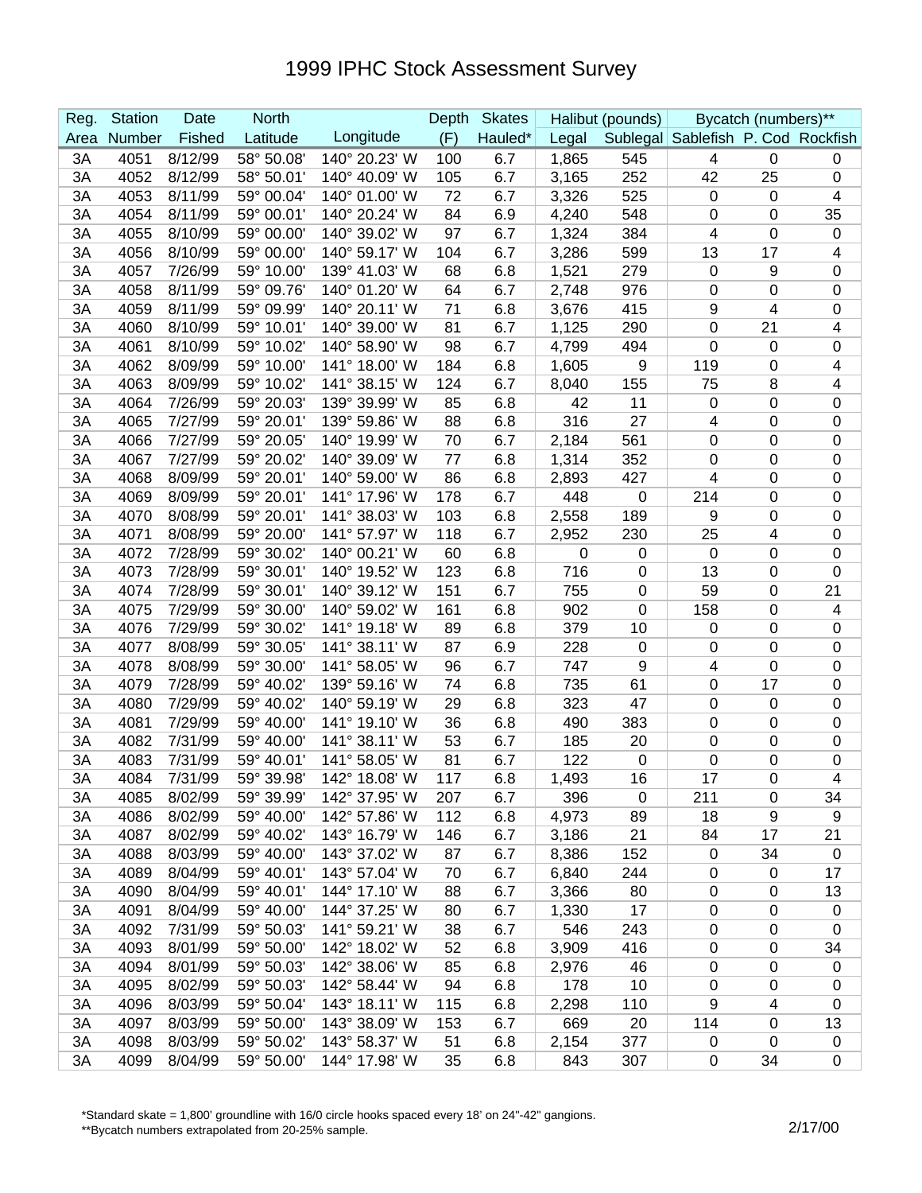# 1999 IPHC Stock Assessment Survey

| Reg. | Station | Date | North | | Depth | Skates | Halibut (pounds) | | Bycatch (numbers)** | | |
|---|---|---|---|---|---|---|---|---|---|---|---|
| Area | Number | Fished | Latitude | Longitude | (F) | Hauled* | Legal | Sublegal | Sablefish | P. Cod | Rockfish |
| 3A | 4051 | 8/12/99 | 58° 50.08' | 140° 20.23' W | 100 | 6.7 | 1,865 | 545 | 4 | 0 | 0 |
| 3A | 4052 | 8/12/99 | 58° 50.01' | 140° 40.09' W | 105 | 6.7 | 3,165 | 252 | 42 | 25 | 0 |
| 3A | 4053 | 8/11/99 | 59° 00.04' | 140° 01.00' W | 72 | 6.7 | 3,326 | 525 | 0 | 0 | 4 |
| 3A | 4054 | 8/11/99 | 59° 00.01' | 140° 20.24' W | 84 | 6.9 | 4,240 | 548 | 0 | 0 | 35 |
| 3A | 4055 | 8/10/99 | 59° 00.00' | 140° 39.02' W | 97 | 6.7 | 1,324 | 384 | 4 | 0 | 0 |
| 3A | 4056 | 8/10/99 | 59° 00.00' | 140° 59.17' W | 104 | 6.7 | 3,286 | 599 | 13 | 17 | 4 |
| 3A | 4057 | 7/26/99 | 59° 10.00' | 139° 41.03' W | 68 | 6.8 | 1,521 | 279 | 0 | 9 | 0 |
| 3A | 4058 | 8/11/99 | 59° 09.76' | 140° 01.20' W | 64 | 6.7 | 2,748 | 976 | 0 | 0 | 0 |
| 3A | 4059 | 8/11/99 | 59° 09.99' | 140° 20.11' W | 71 | 6.8 | 3,676 | 415 | 9 | 4 | 0 |
| 3A | 4060 | 8/10/99 | 59° 10.01' | 140° 39.00' W | 81 | 6.7 | 1,125 | 290 | 0 | 21 | 4 |
| 3A | 4061 | 8/10/99 | 59° 10.02' | 140° 58.90' W | 98 | 6.7 | 4,799 | 494 | 0 | 0 | 0 |
| 3A | 4062 | 8/09/99 | 59° 10.00' | 141° 18.00' W | 184 | 6.8 | 1,605 | 9 | 119 | 0 | 4 |
| 3A | 4063 | 8/09/99 | 59° 10.02' | 141° 38.15' W | 124 | 6.7 | 8,040 | 155 | 75 | 8 | 4 |
| 3A | 4064 | 7/26/99 | 59° 20.03' | 139° 39.99' W | 85 | 6.8 | 42 | 11 | 0 | 0 | 0 |
| 3A | 4065 | 7/27/99 | 59° 20.01' | 139° 59.86' W | 88 | 6.8 | 316 | 27 | 4 | 0 | 0 |
| 3A | 4066 | 7/27/99 | 59° 20.05' | 140° 19.99' W | 70 | 6.7 | 2,184 | 561 | 0 | 0 | 0 |
| 3A | 4067 | 7/27/99 | 59° 20.02' | 140° 39.09' W | 77 | 6.8 | 1,314 | 352 | 0 | 0 | 0 |
| 3A | 4068 | 8/09/99 | 59° 20.01' | 140° 59.00' W | 86 | 6.8 | 2,893 | 427 | 4 | 0 | 0 |
| 3A | 4069 | 8/09/99 | 59° 20.01' | 141° 17.96' W | 178 | 6.7 | 448 | 0 | 214 | 0 | 0 |
| 3A | 4070 | 8/08/99 | 59° 20.01' | 141° 38.03' W | 103 | 6.8 | 2,558 | 189 | 9 | 0 | 0 |
| 3A | 4071 | 8/08/99 | 59° 20.00' | 141° 57.97' W | 118 | 6.7 | 2,952 | 230 | 25 | 4 | 0 |
| 3A | 4072 | 7/28/99 | 59° 30.02' | 140° 00.21' W | 60 | 6.8 | 0 | 0 | 0 | 0 | 0 |
| 3A | 4073 | 7/28/99 | 59° 30.01' | 140° 19.52' W | 123 | 6.8 | 716 | 0 | 13 | 0 | 0 |
| 3A | 4074 | 7/28/99 | 59° 30.01' | 140° 39.12' W | 151 | 6.7 | 755 | 0 | 59 | 0 | 21 |
| 3A | 4075 | 7/29/99 | 59° 30.00' | 140° 59.02' W | 161 | 6.8 | 902 | 0 | 158 | 0 | 4 |
| 3A | 4076 | 7/29/99 | 59° 30.02' | 141° 19.18' W | 89 | 6.8 | 379 | 10 | 0 | 0 | 0 |
| 3A | 4077 | 8/08/99 | 59° 30.05' | 141° 38.11' W | 87 | 6.9 | 228 | 0 | 0 | 0 | 0 |
| 3A | 4078 | 8/08/99 | 59° 30.00' | 141° 58.05' W | 96 | 6.7 | 747 | 9 | 4 | 0 | 0 |
| 3A | 4079 | 7/28/99 | 59° 40.02' | 139° 59.16' W | 74 | 6.8 | 735 | 61 | 0 | 17 | 0 |
| 3A | 4080 | 7/29/99 | 59° 40.02' | 140° 59.19' W | 29 | 6.8 | 323 | 47 | 0 | 0 | 0 |
| 3A | 4081 | 7/29/99 | 59° 40.00' | 141° 19.10' W | 36 | 6.8 | 490 | 383 | 0 | 0 | 0 |
| 3A | 4082 | 7/31/99 | 59° 40.00' | 141° 38.11' W | 53 | 6.7 | 185 | 20 | 0 | 0 | 0 |
| 3A | 4083 | 7/31/99 | 59° 40.01' | 141° 58.05' W | 81 | 6.7 | 122 | 0 | 0 | 0 | 0 |
| 3A | 4084 | 7/31/99 | 59° 39.98' | 142° 18.08' W | 117 | 6.8 | 1,493 | 16 | 17 | 0 | 4 |
| 3A | 4085 | 8/02/99 | 59° 39.99' | 142° 37.95' W | 207 | 6.7 | 396 | 0 | 211 | 0 | 34 |
| 3A | 4086 | 8/02/99 | 59° 40.00' | 142° 57.86' W | 112 | 6.8 | 4,973 | 89 | 18 | 9 | 9 |
| 3A | 4087 | 8/02/99 | 59° 40.02' | 143° 16.79' W | 146 | 6.7 | 3,186 | 21 | 84 | 17 | 21 |
| 3A | 4088 | 8/03/99 | 59° 40.00' | 143° 37.02' W | 87 | 6.7 | 8,386 | 152 | 0 | 34 | 0 |
| 3A | 4089 | 8/04/99 | 59° 40.01' | 143° 57.04' W | 70 | 6.7 | 6,840 | 244 | 0 | 0 | 17 |
| 3A | 4090 | 8/04/99 | 59° 40.01' | 144° 17.10' W | 88 | 6.7 | 3,366 | 80 | 0 | 0 | 13 |
| 3A | 4091 | 8/04/99 | 59° 40.00' | 144° 37.25' W | 80 | 6.7 | 1,330 | 17 | 0 | 0 | 0 |
| 3A | 4092 | 7/31/99 | 59° 50.03' | 141° 59.21' W | 38 | 6.7 | 546 | 243 | 0 | 0 | 0 |
| 3A | 4093 | 8/01/99 | 59° 50.00' | 142° 18.02' W | 52 | 6.8 | 3,909 | 416 | 0 | 0 | 34 |
| 3A | 4094 | 8/01/99 | 59° 50.03' | 142° 38.06' W | 85 | 6.8 | 2,976 | 46 | 0 | 0 | 0 |
| 3A | 4095 | 8/02/99 | 59° 50.03' | 142° 58.44' W | 94 | 6.8 | 178 | 10 | 0 | 0 | 0 |
| 3A | 4096 | 8/03/99 | 59° 50.04' | 143° 18.11' W | 115 | 6.8 | 2,298 | 110 | 9 | 4 | 0 |
| 3A | 4097 | 8/03/99 | 59° 50.00' | 143° 38.09' W | 153 | 6.7 | 669 | 20 | 114 | 0 | 13 |
| 3A | 4098 | 8/03/99 | 59° 50.02' | 143° 58.37' W | 51 | 6.8 | 2,154 | 377 | 0 | 0 | 0 |
| 3A | 4099 | 8/04/99 | 59° 50.00' | 144° 17.98' W | 35 | 6.8 | 843 | 307 | 0 | 34 | 0 |

*Standard skate = 1,800' groundline with 16/0 circle hooks spaced every 18' on 24"-42" gangions.

**Bycatch numbers extrapolated from 20-25% sample.

2/17/00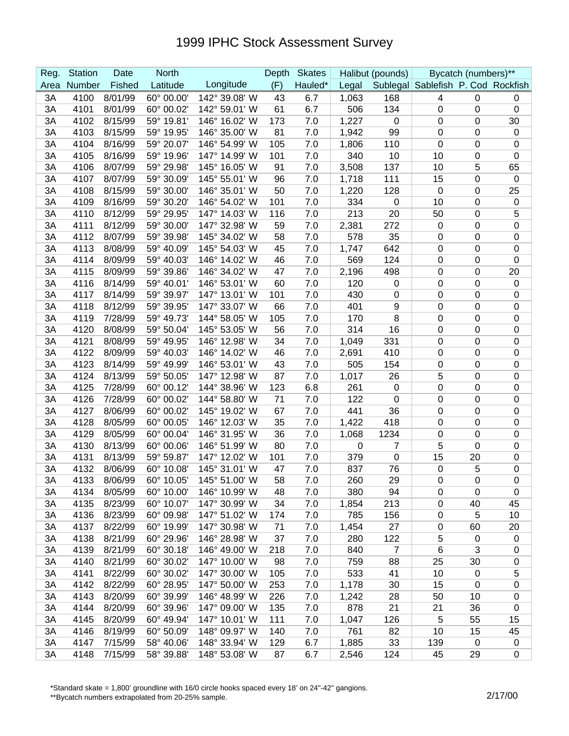# 1999 IPHC Stock Assessment Survey

| Reg. | Station | Date | North | | Depth | Skates | Halibut (pounds) | | Bycatch (numbers)** | | |
|---|---|---|---|---|---|---|---|---|---|---|---|
| Area | Number | Fished | Latitude | Longitude | (F) | Hauled* | Legal | Sublegal | Sablefish | P. Cod | Rockfish |
| 3A | 4100 | 8/01/99 | 60° 00.00' | 142° 39.08' W | 43 | 6.7 | 1,063 | 168 | 4 | 0 | 0 |
| 3A | 4101 | 8/01/99 | 60° 00.02' | 142° 59.01' W | 61 | 6.7 | 506 | 134 | 0 | 0 | 0 |
| 3A | 4102 | 8/15/99 | 59° 19.81' | 146° 16.02' W | 173 | 7.0 | 1,227 | 0 | 0 | 0 | 30 |
| 3A | 4103 | 8/15/99 | 59° 19.95' | 146° 35.00' W | 81 | 7.0 | 1,942 | 99 | 0 | 0 | 0 |
| 3A | 4104 | 8/16/99 | 59° 20.07' | 146° 54.99' W | 105 | 7.0 | 1,806 | 110 | 0 | 0 | 0 |
| 3A | 4105 | 8/16/99 | 59° 19.96' | 147° 14.99' W | 101 | 7.0 | 340 | 10 | 10 | 0 | 0 |
| 3A | 4106 | 8/07/99 | 59° 29.98' | 145° 16.05' W | 91 | 7.0 | 3,508 | 137 | 10 | 5 | 65 |
| 3A | 4107 | 8/07/99 | 59° 30.09' | 145° 55.01' W | 96 | 7.0 | 1,718 | 111 | 15 | 0 | 0 |
| 3A | 4108 | 8/15/99 | 59° 30.00' | 146° 35.01' W | 50 | 7.0 | 1,220 | 128 | 0 | 0 | 25 |
| 3A | 4109 | 8/16/99 | 59° 30.20' | 146° 54.02' W | 101 | 7.0 | 334 | 0 | 10 | 0 | 0 |
| 3A | 4110 | 8/12/99 | 59° 29.95' | 147° 14.03' W | 116 | 7.0 | 213 | 20 | 50 | 0 | 5 |
| 3A | 4111 | 8/12/99 | 59° 30.00' | 147° 32.98' W | 59 | 7.0 | 2,381 | 272 | 0 | 0 | 0 |
| 3A | 4112 | 8/07/99 | 59° 39.98' | 145° 34.02' W | 58 | 7.0 | 578 | 35 | 0 | 0 | 0 |
| 3A | 4113 | 8/08/99 | 59° 40.09' | 145° 54.03' W | 45 | 7.0 | 1,747 | 642 | 0 | 0 | 0 |
| 3A | 4114 | 8/09/99 | 59° 40.03' | 146° 14.02' W | 46 | 7.0 | 569 | 124 | 0 | 0 | 0 |
| 3A | 4115 | 8/09/99 | 59° 39.86' | 146° 34.02' W | 47 | 7.0 | 2,196 | 498 | 0 | 0 | 20 |
| 3A | 4116 | 8/14/99 | 59° 40.01' | 146° 53.01' W | 60 | 7.0 | 120 | 0 | 0 | 0 | 0 |
| 3A | 4117 | 8/14/99 | 59° 39.97' | 147° 13.01' W | 101 | 7.0 | 430 | 0 | 0 | 0 | 0 |
| 3A | 4118 | 8/12/99 | 59° 39.95' | 147° 33.07' W | 66 | 7.0 | 401 | 9 | 0 | 0 | 0 |
| 3A | 4119 | 7/28/99 | 59° 49.73' | 144° 58.05' W | 105 | 7.0 | 170 | 8 | 0 | 0 | 0 |
| 3A | 4120 | 8/08/99 | 59° 50.04' | 145° 53.05' W | 56 | 7.0 | 314 | 16 | 0 | 0 | 0 |
| 3A | 4121 | 8/08/99 | 59° 49.95' | 146° 12.98' W | 34 | 7.0 | 1,049 | 331 | 0 | 0 | 0 |
| 3A | 4122 | 8/09/99 | 59° 40.03' | 146° 14.02' W | 46 | 7.0 | 2,691 | 410 | 0 | 0 | 0 |
| 3A | 4123 | 8/14/99 | 59° 49.99' | 146° 53.01' W | 43 | 7.0 | 505 | 154 | 0 | 0 | 0 |
| 3A | 4124 | 8/13/99 | 59° 50.05' | 147° 12.98' W | 87 | 7.0 | 1,017 | 26 | 5 | 0 | 0 |
| 3A | 4125 | 7/28/99 | 60° 00.12' | 144° 38.96' W | 123 | 6.8 | 261 | 0 | 0 | 0 | 0 |
| 3A | 4126 | 7/28/99 | 60° 00.02' | 144° 58.80' W | 71 | 7.0 | 122 | 0 | 0 | 0 | 0 |
| 3A | 4127 | 8/06/99 | 60° 00.02' | 145° 19.02' W | 67 | 7.0 | 441 | 36 | 0 | 0 | 0 |
| 3A | 4128 | 8/05/99 | 60° 00.05' | 146° 12.03' W | 35 | 7.0 | 1,422 | 418 | 0 | 0 | 0 |
| 3A | 4129 | 8/05/99 | 60° 00.04' | 146° 31.95' W | 36 | 7.0 | 1,068 | 1234 | 0 | 0 | 0 |
| 3A | 4130 | 8/13/99 | 60° 00.06' | 146° 51.99' W | 80 | 7.0 | 0 | 7 | 5 | 0 | 0 |
| 3A | 4131 | 8/13/99 | 59° 59.87' | 147° 12.02' W | 101 | 7.0 | 379 | 0 | 15 | 20 | 0 |
| 3A | 4132 | 8/06/99 | 60° 10.08' | 145° 31.01' W | 47 | 7.0 | 837 | 76 | 0 | 5 | 0 |
| 3A | 4133 | 8/06/99 | 60° 10.05' | 145° 51.00' W | 58 | 7.0 | 260 | 29 | 0 | 0 | 0 |
| 3A | 4134 | 8/05/99 | 60° 10.00' | 146° 10.99' W | 48 | 7.0 | 380 | 94 | 0 | 0 | 0 |
| 3A | 4135 | 8/23/99 | 60° 10.07' | 147° 30.99' W | 34 | 7.0 | 1,854 | 213 | 0 | 40 | 45 |
| 3A | 4136 | 8/23/99 | 60° 09.98' | 147° 51.02' W | 174 | 7.0 | 785 | 156 | 0 | 5 | 10 |
| 3A | 4137 | 8/22/99 | 60° 19.99' | 147° 30.98' W | 71 | 7.0 | 1,454 | 27 | 0 | 60 | 20 |
| 3A | 4138 | 8/21/99 | 60° 29.96' | 146° 28.98' W | 37 | 7.0 | 280 | 122 | 5 | 0 | 0 |
| 3A | 4139 | 8/21/99 | 60° 30.18' | 146° 49.00' W | 218 | 7.0 | 840 | 7 | 6 | 3 | 0 |
| 3A | 4140 | 8/21/99 | 60° 30.02' | 147° 10.00' W | 98 | 7.0 | 759 | 88 | 25 | 30 | 0 |
| 3A | 4141 | 8/22/99 | 60° 30.02' | 147° 30.00' W | 105 | 7.0 | 533 | 41 | 10 | 0 | 5 |
| 3A | 4142 | 8/22/99 | 60° 28.95' | 147° 50.00' W | 253 | 7.0 | 1,178 | 30 | 15 | 0 | 0 |
| 3A | 4143 | 8/20/99 | 60° 39.99' | 146° 48.99' W | 226 | 7.0 | 1,242 | 28 | 50 | 10 | 0 |
| 3A | 4144 | 8/20/99 | 60° 39.96' | 147° 09.00' W | 135 | 7.0 | 878 | 21 | 21 | 36 | 0 |
| 3A | 4145 | 8/20/99 | 60° 49.94' | 147° 10.01' W | 111 | 7.0 | 1,047 | 126 | 5 | 55 | 15 |
| 3A | 4146 | 8/19/99 | 60° 50.09' | 148° 09.97' W | 140 | 7.0 | 761 | 82 | 10 | 15 | 45 |
| 3A | 4147 | 7/15/99 | 58° 40.06' | 148° 33.94' W | 129 | 6.7 | 1,885 | 33 | 139 | 0 | 0 |
| 3A | 4148 | 7/15/99 | 58° 39.88' | 148° 53.08' W | 87 | 6.7 | 2,546 | 124 | 45 | 29 | 0 |

*Standard skate = 1,800' groundline with 16/0 circle hooks spaced every 18' on 24"-42" gangions.
**Bycatch numbers extrapolated from 20-25% sample.

2/17/00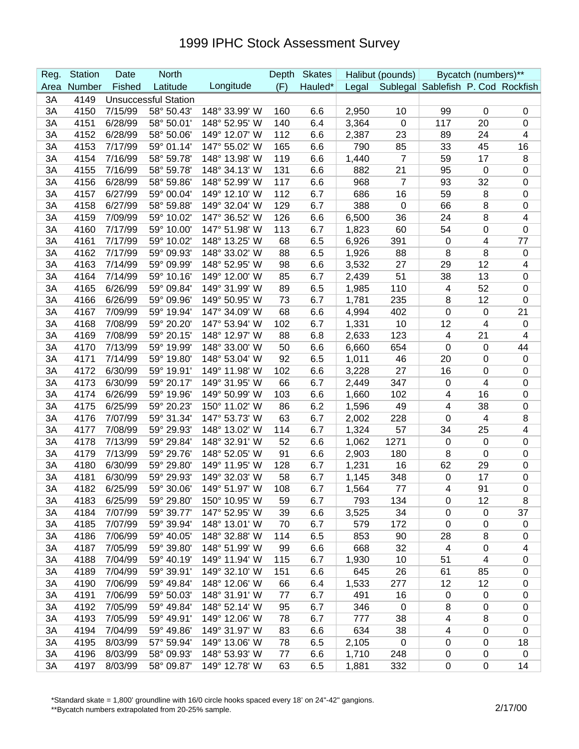# 1999 IPHC Stock Assessment Survey

| Reg. | Station | Date | North | | Depth | Skates | Halibut (pounds) | | Bycatch (numbers)** | | |
|---|---|---|---|---|---|---|---|---|---|---|---|
| Area | Number | Fished | Latitude | Longitude | (F) | Hauled* | Legal | Sublegal | Sablefish | P. Cod | Rockfish |
| 3A | 4149 | Unsuccessful Station | | | | | | | | | |
| 3A | 4150 | 7/15/99 | 58° 50.43' | 148° 33.99' W | 160 | 6.6 | 2,950 | 10 | 99 | 0 | 0 |
| 3A | 4151 | 6/28/99 | 58° 50.01' | 148° 52.95' W | 140 | 6.4 | 3,364 | 0 | 117 | 20 | 0 |
| 3A | 4152 | 6/28/99 | 58° 50.06' | 149° 12.07' W | 112 | 6.6 | 2,387 | 23 | 89 | 24 | 4 |
| 3A | 4153 | 7/17/99 | 59° 01.14' | 147° 55.02' W | 165 | 6.6 | 790 | 85 | 33 | 45 | 16 |
| 3A | 4154 | 7/16/99 | 58° 59.78' | 148° 13.98' W | 119 | 6.6 | 1,440 | 7 | 59 | 17 | 8 |
| 3A | 4155 | 7/16/99 | 58° 59.78' | 148° 34.13' W | 131 | 6.6 | 882 | 21 | 95 | 0 | 0 |
| 3A | 4156 | 6/28/99 | 58° 59.86' | 148° 52.99' W | 117 | 6.6 | 968 | 7 | 93 | 32 | 0 |
| 3A | 4157 | 6/27/99 | 59° 00.04' | 149° 12.10' W | 112 | 6.7 | 686 | 16 | 59 | 8 | 0 |
| 3A | 4158 | 6/27/99 | 58° 59.88' | 149° 32.04' W | 129 | 6.7 | 388 | 0 | 66 | 8 | 0 |
| 3A | 4159 | 7/09/99 | 59° 10.02' | 147° 36.52' W | 126 | 6.6 | 6,500 | 36 | 24 | 8 | 4 |
| 3A | 4160 | 7/17/99 | 59° 10.00' | 147° 51.98' W | 113 | 6.7 | 1,823 | 60 | 54 | 0 | 0 |
| 3A | 4161 | 7/17/99 | 59° 10.02' | 148° 13.25' W | 68 | 6.5 | 6,926 | 391 | 0 | 4 | 77 |
| 3A | 4162 | 7/17/99 | 59° 09.93' | 148° 33.02' W | 88 | 6.5 | 1,926 | 88 | 8 | 8 | 0 |
| 3A | 4163 | 7/14/99 | 59° 09.99' | 148° 52.95' W | 98 | 6.6 | 3,532 | 27 | 29 | 12 | 4 |
| 3A | 4164 | 7/14/99 | 59° 10.16' | 149° 12.00' W | 85 | 6.7 | 2,439 | 51 | 38 | 13 | 0 |
| 3A | 4165 | 6/26/99 | 59° 09.84' | 149° 31.99' W | 89 | 6.5 | 1,985 | 110 | 4 | 52 | 0 |
| 3A | 4166 | 6/26/99 | 59° 09.96' | 149° 50.95' W | 73 | 6.7 | 1,781 | 235 | 8 | 12 | 0 |
| 3A | 4167 | 7/09/99 | 59° 19.94' | 147° 34.09' W | 68 | 6.6 | 4,994 | 402 | 0 | 0 | 21 |
| 3A | 4168 | 7/08/99 | 59° 20.20' | 147° 53.94' W | 102 | 6.7 | 1,331 | 10 | 12 | 4 | 0 |
| 3A | 4169 | 7/08/99 | 59° 20.15' | 148° 12.97' W | 88 | 6.8 | 2,633 | 123 | 4 | 21 | 4 |
| 3A | 4170 | 7/13/99 | 59° 19.99' | 148° 33.00' W | 50 | 6.6 | 6,660 | 654 | 0 | 0 | 44 |
| 3A | 4171 | 7/14/99 | 59° 19.80' | 148° 53.04' W | 92 | 6.5 | 1,011 | 46 | 20 | 0 | 0 |
| 3A | 4172 | 6/30/99 | 59° 19.91' | 149° 11.98' W | 102 | 6.6 | 3,228 | 27 | 16 | 0 | 0 |
| 3A | 4173 | 6/30/99 | 59° 20.17' | 149° 31.95' W | 66 | 6.7 | 2,449 | 347 | 0 | 4 | 0 |
| 3A | 4174 | 6/26/99 | 59° 19.96' | 149° 50.99' W | 103 | 6.6 | 1,660 | 102 | 4 | 16 | 0 |
| 3A | 4175 | 6/25/99 | 59° 20.23' | 150° 11.02' W | 86 | 6.2 | 1,596 | 49 | 4 | 38 | 0 |
| 3A | 4176 | 7/07/99 | 59° 31.34' | 147° 53.73' W | 63 | 6.7 | 2,002 | 228 | 0 | 4 | 8 |
| 3A | 4177 | 7/08/99 | 59° 29.93' | 148° 13.02' W | 114 | 6.7 | 1,324 | 57 | 34 | 25 | 4 |
| 3A | 4178 | 7/13/99 | 59° 29.84' | 148° 32.91' W | 52 | 6.6 | 1,062 | 1271 | 0 | 0 | 0 |
| 3A | 4179 | 7/13/99 | 59° 29.76' | 148° 52.05' W | 91 | 6.6 | 2,903 | 180 | 8 | 0 | 0 |
| 3A | 4180 | 6/30/99 | 59° 29.80' | 149° 11.95' W | 128 | 6.7 | 1,231 | 16 | 62 | 29 | 0 |
| 3A | 4181 | 6/30/99 | 59° 29.93' | 149° 32.03' W | 58 | 6.7 | 1,145 | 348 | 0 | 17 | 0 |
| 3A | 4182 | 6/25/99 | 59° 30.06' | 149° 51.97' W | 108 | 6.7 | 1,564 | 77 | 4 | 91 | 0 |
| 3A | 4183 | 6/25/99 | 59° 29.80' | 150° 10.95' W | 59 | 6.7 | 793 | 134 | 0 | 12 | 8 |
| 3A | 4184 | 7/07/99 | 59° 39.77' | 147° 52.95' W | 39 | 6.6 | 3,525 | 34 | 0 | 0 | 37 |
| 3A | 4185 | 7/07/99 | 59° 39.94' | 148° 13.01' W | 70 | 6.7 | 579 | 172 | 0 | 0 | 0 |
| 3A | 4186 | 7/06/99 | 59° 40.05' | 148° 32.88' W | 114 | 6.5 | 853 | 90 | 28 | 8 | 0 |
| 3A | 4187 | 7/05/99 | 59° 39.80' | 148° 51.99' W | 99 | 6.6 | 668 | 32 | 4 | 0 | 4 |
| 3A | 4188 | 7/04/99 | 59° 40.19' | 149° 11.94' W | 115 | 6.7 | 1,930 | 10 | 51 | 4 | 0 |
| 3A | 4189 | 7/04/99 | 59° 39.91' | 149° 32.10' W | 151 | 6.6 | 645 | 26 | 61 | 85 | 0 |
| 3A | 4190 | 7/06/99 | 59° 49.84' | 148° 12.06' W | 66 | 6.4 | 1,533 | 277 | 12 | 12 | 0 |
| 3A | 4191 | 7/06/99 | 59° 50.03' | 148° 31.91' W | 77 | 6.7 | 491 | 16 | 0 | 0 | 0 |
| 3A | 4192 | 7/05/99 | 59° 49.84' | 148° 52.14' W | 95 | 6.7 | 346 | 0 | 8 | 0 | 0 |
| 3A | 4193 | 7/05/99 | 59° 49.91' | 149° 12.06' W | 78 | 6.7 | 777 | 38 | 4 | 8 | 0 |
| 3A | 4194 | 7/04/99 | 59° 49.86' | 149° 31.97' W | 83 | 6.6 | 634 | 38 | 4 | 0 | 0 |
| 3A | 4195 | 8/03/99 | 57° 59.94' | 149° 13.06' W | 78 | 6.5 | 2,105 | 0 | 0 | 0 | 18 |
| 3A | 4196 | 8/03/99 | 58° 09.93' | 148° 53.93' W | 77 | 6.6 | 1,710 | 248 | 0 | 0 | 0 |
| 3A | 4197 | 8/03/99 | 58° 09.87' | 149° 12.78' W | 63 | 6.5 | 1,881 | 332 | 0 | 0 | 14 |

*Standard skate = 1,800' groundline with 16/0 circle hooks spaced every 18' on 24"-42" gangions.
**Bycatch numbers extrapolated from 20-25% sample.

2/17/00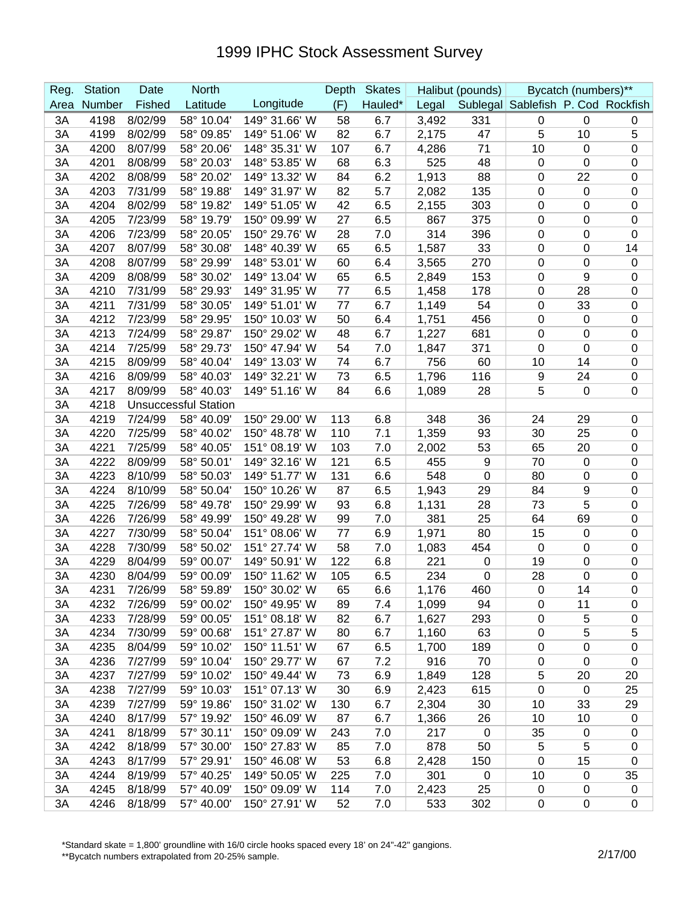# 1999 IPHC Stock Assessment Survey

| Reg. | Station | Date | North | | Depth | Skates | Halibut (pounds) | | Bycatch (numbers)** | | |
|---|---|---|---|---|---|---|---|---|---|---|---|
| Area | Number | Fished | Latitude | Longitude | (F) | Hauled* | Legal | Sublegal | Sablefish | P. Cod | Rockfish |
| 3A | 4198 | 8/02/99 | 58° 10.04' | 149° 31.66' W | 58 | 6.7 | 3,492 | 331 | 0 | 0 | 0 |
| 3A | 4199 | 8/02/99 | 58° 09.85' | 149° 51.06' W | 82 | 6.7 | 2,175 | 47 | 5 | 10 | 5 |
| 3A | 4200 | 8/07/99 | 58° 20.06' | 148° 35.31' W | 107 | 6.7 | 4,286 | 71 | 10 | 0 | 0 |
| 3A | 4201 | 8/08/99 | 58° 20.03' | 148° 53.85' W | 68 | 6.3 | 525 | 48 | 0 | 0 | 0 |
| 3A | 4202 | 8/08/99 | 58° 20.02' | 149° 13.32' W | 84 | 6.2 | 1,913 | 88 | 0 | 22 | 0 |
| 3A | 4203 | 7/31/99 | 58° 19.88' | 149° 31.97' W | 82 | 5.7 | 2,082 | 135 | 0 | 0 | 0 |
| 3A | 4204 | 8/02/99 | 58° 19.82' | 149° 51.05' W | 42 | 6.5 | 2,155 | 303 | 0 | 0 | 0 |
| 3A | 4205 | 7/23/99 | 58° 19.79' | 150° 09.99' W | 27 | 6.5 | 867 | 375 | 0 | 0 | 0 |
| 3A | 4206 | 7/23/99 | 58° 20.05' | 150° 29.76' W | 28 | 7.0 | 314 | 396 | 0 | 0 | 0 |
| 3A | 4207 | 8/07/99 | 58° 30.08' | 148° 40.39' W | 65 | 6.5 | 1,587 | 33 | 0 | 0 | 14 |
| 3A | 4208 | 8/07/99 | 58° 29.99' | 148° 53.01' W | 60 | 6.4 | 3,565 | 270 | 0 | 0 | 0 |
| 3A | 4209 | 8/08/99 | 58° 30.02' | 149° 13.04' W | 65 | 6.5 | 2,849 | 153 | 0 | 9 | 0 |
| 3A | 4210 | 7/31/99 | 58° 29.93' | 149° 31.95' W | 77 | 6.5 | 1,458 | 178 | 0 | 28 | 0 |
| 3A | 4211 | 7/31/99 | 58° 30.05' | 149° 51.01' W | 77 | 6.7 | 1,149 | 54 | 0 | 33 | 0 |
| 3A | 4212 | 7/23/99 | 58° 29.95' | 150° 10.03' W | 50 | 6.4 | 1,751 | 456 | 0 | 0 | 0 |
| 3A | 4213 | 7/24/99 | 58° 29.87' | 150° 29.02' W | 48 | 6.7 | 1,227 | 681 | 0 | 0 | 0 |
| 3A | 4214 | 7/25/99 | 58° 29.73' | 150° 47.94' W | 54 | 7.0 | 1,847 | 371 | 0 | 0 | 0 |
| 3A | 4215 | 8/09/99 | 58° 40.04' | 149° 13.03' W | 74 | 6.7 | 756 | 60 | 10 | 14 | 0 |
| 3A | 4216 | 8/09/99 | 58° 40.03' | 149° 32.21' W | 73 | 6.5 | 1,796 | 116 | 9 | 24 | 0 |
| 3A | 4217 | 8/09/99 | 58° 40.03' | 149° 51.16' W | 84 | 6.6 | 1,089 | 28 | 5 | 0 | 0 |
| 3A | 4218 | Unsuccessful Station | | | | | | | | | |
| 3A | 4219 | 7/24/99 | 58° 40.09' | 150° 29.00' W | 113 | 6.8 | 348 | 36 | 24 | 29 | 0 |
| 3A | 4220 | 7/25/99 | 58° 40.02' | 150° 48.78' W | 110 | 7.1 | 1,359 | 93 | 30 | 25 | 0 |
| 3A | 4221 | 7/25/99 | 58° 40.05' | 151° 08.19' W | 103 | 7.0 | 2,002 | 53 | 65 | 20 | 0 |
| 3A | 4222 | 8/09/99 | 58° 50.01' | 149° 32.16' W | 121 | 6.5 | 455 | 9 | 70 | 0 | 0 |
| 3A | 4223 | 8/10/99 | 58° 50.03' | 149° 51.77' W | 131 | 6.6 | 548 | 0 | 80 | 0 | 0 |
| 3A | 4224 | 8/10/99 | 58° 50.04' | 150° 10.26' W | 87 | 6.5 | 1,943 | 29 | 84 | 9 | 0 |
| 3A | 4225 | 7/26/99 | 58° 49.78' | 150° 29.99' W | 93 | 6.8 | 1,131 | 28 | 73 | 5 | 0 |
| 3A | 4226 | 7/26/99 | 58° 49.99' | 150° 49.28' W | 99 | 7.0 | 381 | 25 | 64 | 69 | 0 |
| 3A | 4227 | 7/30/99 | 58° 50.04' | 151° 08.06' W | 77 | 6.9 | 1,971 | 80 | 15 | 0 | 0 |
| 3A | 4228 | 7/30/99 | 58° 50.02' | 151° 27.74' W | 58 | 7.0 | 1,083 | 454 | 0 | 0 | 0 |
| 3A | 4229 | 8/04/99 | 59° 00.07' | 149° 50.91' W | 122 | 6.8 | 221 | 0 | 19 | 0 | 0 |
| 3A | 4230 | 8/04/99 | 59° 00.09' | 150° 11.62' W | 105 | 6.5 | 234 | 0 | 28 | 0 | 0 |
| 3A | 4231 | 7/26/99 | 58° 59.89' | 150° 30.02' W | 65 | 6.6 | 1,176 | 460 | 0 | 14 | 0 |
| 3A | 4232 | 7/26/99 | 59° 00.02' | 150° 49.95' W | 89 | 7.4 | 1,099 | 94 | 0 | 11 | 0 |
| 3A | 4233 | 7/28/99 | 59° 00.05' | 151° 08.18' W | 82 | 6.7 | 1,627 | 293 | 0 | 5 | 0 |
| 3A | 4234 | 7/30/99 | 59° 00.68' | 151° 27.87' W | 80 | 6.7 | 1,160 | 63 | 0 | 5 | 5 |
| 3A | 4235 | 8/04/99 | 59° 10.02' | 150° 11.51' W | 67 | 6.5 | 1,700 | 189 | 0 | 0 | 0 |
| 3A | 4236 | 7/27/99 | 59° 10.04' | 150° 29.77' W | 67 | 7.2 | 916 | 70 | 0 | 0 | 0 |
| 3A | 4237 | 7/27/99 | 59° 10.02' | 150° 49.44' W | 73 | 6.9 | 1,849 | 128 | 5 | 20 | 20 |
| 3A | 4238 | 7/27/99 | 59° 10.03' | 151° 07.13' W | 30 | 6.9 | 2,423 | 615 | 0 | 0 | 25 |
| 3A | 4239 | 7/27/99 | 59° 19.86' | 150° 31.02' W | 130 | 6.7 | 2,304 | 30 | 10 | 33 | 29 |
| 3A | 4240 | 8/17/99 | 57° 19.92' | 150° 46.09' W | 87 | 6.7 | 1,366 | 26 | 10 | 10 | 0 |
| 3A | 4241 | 8/18/99 | 57° 30.11' | 150° 09.09' W | 243 | 7.0 | 217 | 0 | 35 | 0 | 0 |
| 3A | 4242 | 8/18/99 | 57° 30.00' | 150° 27.83' W | 85 | 7.0 | 878 | 50 | 5 | 5 | 0 |
| 3A | 4243 | 8/17/99 | 57° 29.91' | 150° 46.08' W | 53 | 6.8 | 2,428 | 150 | 0 | 15 | 0 |
| 3A | 4244 | 8/19/99 | 57° 40.25' | 149° 50.05' W | 225 | 7.0 | 301 | 0 | 10 | 0 | 35 |
| 3A | 4245 | 8/18/99 | 57° 40.09' | 150° 09.09' W | 114 | 7.0 | 2,423 | 25 | 0 | 0 | 0 |
| 3A | 4246 | 8/18/99 | 57° 40.00' | 150° 27.91' W | 52 | 7.0 | 533 | 302 | 0 | 0 | 0 |

*Standard skate = 1,800' groundline with 16/0 circle hooks spaced every 18' on 24"-42" gangions.

**Bycatch numbers extrapolated from 20-25% sample.

2/17/00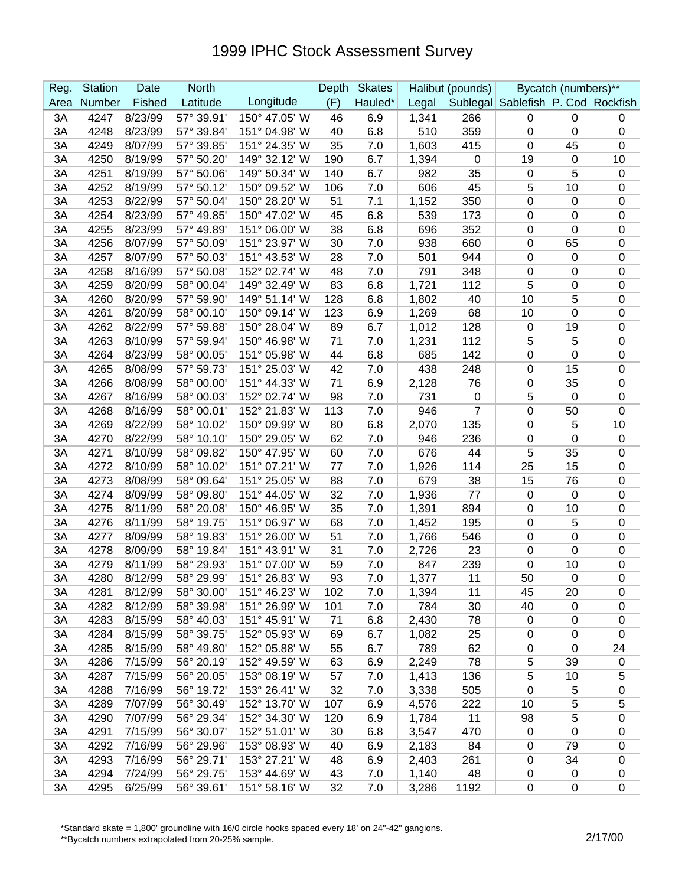# 1999 IPHC Stock Assessment Survey

| Reg. | Station | Date | North | | Depth | Skates | Halibut (pounds) | | Bycatch (numbers)** | | |
|---|---|---|---|---|---|---|---|---|---|---|---|
| Area | Number | Fished | Latitude | Longitude | (F) | Hauled* | Legal | Sublegal | Sablefish | P. Cod | Rockfish |
| 3A | 4247 | 8/23/99 | 57° 39.91' | 150° 47.05' W | 46 | 6.9 | 1,341 | 266 | 0 | 0 | 0 |
| 3A | 4248 | 8/23/99 | 57° 39.84' | 151° 04.98' W | 40 | 6.8 | 510 | 359 | 0 | 0 | 0 |
| 3A | 4249 | 8/07/99 | 57° 39.85' | 151° 24.35' W | 35 | 7.0 | 1,603 | 415 | 0 | 45 | 0 |
| 3A | 4250 | 8/19/99 | 57° 50.20' | 149° 32.12' W | 190 | 6.7 | 1,394 | 0 | 19 | 0 | 10 |
| 3A | 4251 | 8/19/99 | 57° 50.06' | 149° 50.34' W | 140 | 6.7 | 982 | 35 | 0 | 5 | 0 |
| 3A | 4252 | 8/19/99 | 57° 50.12' | 150° 09.52' W | 106 | 7.0 | 606 | 45 | 5 | 10 | 0 |
| 3A | 4253 | 8/22/99 | 57° 50.04' | 150° 28.20' W | 51 | 7.1 | 1,152 | 350 | 0 | 0 | 0 |
| 3A | 4254 | 8/23/99 | 57° 49.85' | 150° 47.02' W | 45 | 6.8 | 539 | 173 | 0 | 0 | 0 |
| 3A | 4255 | 8/23/99 | 57° 49.89' | 151° 06.00' W | 38 | 6.8 | 696 | 352 | 0 | 0 | 0 |
| 3A | 4256 | 8/07/99 | 57° 50.09' | 151° 23.97' W | 30 | 7.0 | 938 | 660 | 0 | 65 | 0 |
| 3A | 4257 | 8/07/99 | 57° 50.03' | 151° 43.53' W | 28 | 7.0 | 501 | 944 | 0 | 0 | 0 |
| 3A | 4258 | 8/16/99 | 57° 50.08' | 152° 02.74' W | 48 | 7.0 | 791 | 348 | 0 | 0 | 0 |
| 3A | 4259 | 8/20/99 | 58° 00.04' | 149° 32.49' W | 83 | 6.8 | 1,721 | 112 | 5 | 0 | 0 |
| 3A | 4260 | 8/20/99 | 57° 59.90' | 149° 51.14' W | 128 | 6.8 | 1,802 | 40 | 10 | 5 | 0 |
| 3A | 4261 | 8/20/99 | 58° 00.10' | 150° 09.14' W | 123 | 6.9 | 1,269 | 68 | 10 | 0 | 0 |
| 3A | 4262 | 8/22/99 | 57° 59.88' | 150° 28.04' W | 89 | 6.7 | 1,012 | 128 | 0 | 19 | 0 |
| 3A | 4263 | 8/10/99 | 57° 59.94' | 150° 46.98' W | 71 | 7.0 | 1,231 | 112 | 5 | 5 | 0 |
| 3A | 4264 | 8/23/99 | 58° 00.05' | 151° 05.98' W | 44 | 6.8 | 685 | 142 | 0 | 0 | 0 |
| 3A | 4265 | 8/08/99 | 57° 59.73' | 151° 25.03' W | 42 | 7.0 | 438 | 248 | 0 | 15 | 0 |
| 3A | 4266 | 8/08/99 | 58° 00.00' | 151° 44.33' W | 71 | 6.9 | 2,128 | 76 | 0 | 35 | 0 |
| 3A | 4267 | 8/16/99 | 58° 00.03' | 152° 02.74' W | 98 | 7.0 | 731 | 0 | 5 | 0 | 0 |
| 3A | 4268 | 8/16/99 | 58° 00.01' | 152° 21.83' W | 113 | 7.0 | 946 | 7 | 0 | 50 | 0 |
| 3A | 4269 | 8/22/99 | 58° 10.02' | 150° 09.99' W | 80 | 6.8 | 2,070 | 135 | 0 | 5 | 10 |
| 3A | 4270 | 8/22/99 | 58° 10.10' | 150° 29.05' W | 62 | 7.0 | 946 | 236 | 0 | 0 | 0 |
| 3A | 4271 | 8/10/99 | 58° 09.82' | 150° 47.95' W | 60 | 7.0 | 676 | 44 | 5 | 35 | 0 |
| 3A | 4272 | 8/10/99 | 58° 10.02' | 151° 07.21' W | 77 | 7.0 | 1,926 | 114 | 25 | 15 | 0 |
| 3A | 4273 | 8/08/99 | 58° 09.64' | 151° 25.05' W | 88 | 7.0 | 679 | 38 | 15 | 76 | 0 |
| 3A | 4274 | 8/09/99 | 58° 09.80' | 151° 44.05' W | 32 | 7.0 | 1,936 | 77 | 0 | 0 | 0 |
| 3A | 4275 | 8/11/99 | 58° 20.08' | 150° 46.95' W | 35 | 7.0 | 1,391 | 894 | 0 | 10 | 0 |
| 3A | 4276 | 8/11/99 | 58° 19.75' | 151° 06.97' W | 68 | 7.0 | 1,452 | 195 | 0 | 5 | 0 |
| 3A | 4277 | 8/09/99 | 58° 19.83' | 151° 26.00' W | 51 | 7.0 | 1,766 | 546 | 0 | 0 | 0 |
| 3A | 4278 | 8/09/99 | 58° 19.84' | 151° 43.91' W | 31 | 7.0 | 2,726 | 23 | 0 | 0 | 0 |
| 3A | 4279 | 8/11/99 | 58° 29.93' | 151° 07.00' W | 59 | 7.0 | 847 | 239 | 0 | 10 | 0 |
| 3A | 4280 | 8/12/99 | 58° 29.99' | 151° 26.83' W | 93 | 7.0 | 1,377 | 11 | 50 | 0 | 0 |
| 3A | 4281 | 8/12/99 | 58° 30.00' | 151° 46.23' W | 102 | 7.0 | 1,394 | 11 | 45 | 20 | 0 |
| 3A | 4282 | 8/12/99 | 58° 39.98' | 151° 26.99' W | 101 | 7.0 | 784 | 30 | 40 | 0 | 0 |
| 3A | 4283 | 8/15/99 | 58° 40.03' | 151° 45.91' W | 71 | 6.8 | 2,430 | 78 | 0 | 0 | 0 |
| 3A | 4284 | 8/15/99 | 58° 39.75' | 152° 05.93' W | 69 | 6.7 | 1,082 | 25 | 0 | 0 | 0 |
| 3A | 4285 | 8/15/99 | 58° 49.80' | 152° 05.88' W | 55 | 6.7 | 789 | 62 | 0 | 0 | 24 |
| 3A | 4286 | 7/15/99 | 56° 20.19' | 152° 49.59' W | 63 | 6.9 | 2,249 | 78 | 5 | 39 | 0 |
| 3A | 4287 | 7/15/99 | 56° 20.05' | 153° 08.19' W | 57 | 7.0 | 1,413 | 136 | 5 | 10 | 5 |
| 3A | 4288 | 7/16/99 | 56° 19.72' | 153° 26.41' W | 32 | 7.0 | 3,338 | 505 | 0 | 5 | 0 |
| 3A | 4289 | 7/07/99 | 56° 30.49' | 152° 13.70' W | 107 | 6.9 | 4,576 | 222 | 10 | 5 | 5 |
| 3A | 4290 | 7/07/99 | 56° 29.34' | 152° 34.30' W | 120 | 6.9 | 1,784 | 11 | 98 | 5 | 0 |
| 3A | 4291 | 7/15/99 | 56° 30.07' | 152° 51.01' W | 30 | 6.8 | 3,547 | 470 | 0 | 0 | 0 |
| 3A | 4292 | 7/16/99 | 56° 29.96' | 153° 08.93' W | 40 | 6.9 | 2,183 | 84 | 0 | 79 | 0 |
| 3A | 4293 | 7/16/99 | 56° 29.71' | 153° 27.21' W | 48 | 6.9 | 2,403 | 261 | 0 | 34 | 0 |
| 3A | 4294 | 7/24/99 | 56° 29.75' | 153° 44.69' W | 43 | 7.0 | 1,140 | 48 | 0 | 0 | 0 |
| 3A | 4295 | 6/25/99 | 56° 39.61' | 151° 58.16' W | 32 | 7.0 | 3,286 | 1192 | 0 | 0 | 0 |

*Standard skate = 1,800' groundline with 16/0 circle hooks spaced every 18' on 24"-42" gangions.
**Bycatch numbers extrapolated from 20-25% sample.

2/17/00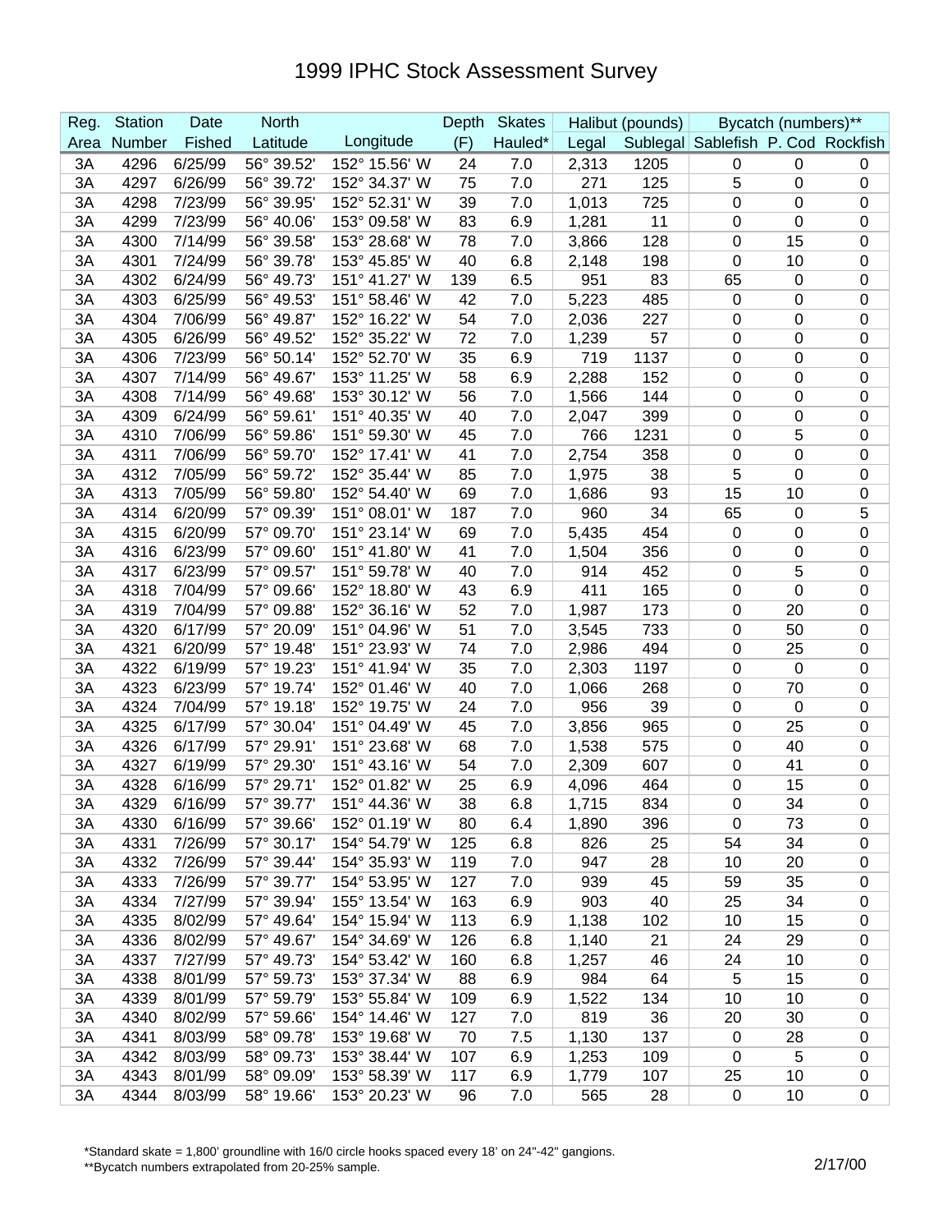# 1999 IPHC Stock Assessment Survey

| Reg. | Station | Date | North | | Depth | Skates | Halibut (pounds) | | Bycatch (numbers)** | | |
|---|---|---|---|---|---|---|---|---|---|---|---|
| Area | Number | Fished | Latitude | Longitude | (F) | Hauled* | Legal | Sublegal | Sablefish | P. Cod | Rockfish |
| 3A | 4296 | 6/25/99 | 56° 39.52' | 152° 15.56' W | 24 | 7.0 | 2,313 | 1205 | 0 | 0 | 0 |
| 3A | 4297 | 6/26/99 | 56° 39.72' | 152° 34.37' W | 75 | 7.0 | 271 | 125 | 5 | 0 | 0 |
| 3A | 4298 | 7/23/99 | 56° 39.95' | 152° 52.31' W | 39 | 7.0 | 1,013 | 725 | 0 | 0 | 0 |
| 3A | 4299 | 7/23/99 | 56° 40.06' | 153° 09.58' W | 83 | 6.9 | 1,281 | 11 | 0 | 0 | 0 |
| 3A | 4300 | 7/14/99 | 56° 39.58' | 153° 28.68' W | 78 | 7.0 | 3,866 | 128 | 0 | 15 | 0 |
| 3A | 4301 | 7/24/99 | 56° 39.78' | 153° 45.85' W | 40 | 6.8 | 2,148 | 198 | 0 | 10 | 0 |
| 3A | 4302 | 6/24/99 | 56° 49.73' | 151° 41.27' W | 139 | 6.5 | 951 | 83 | 65 | 0 | 0 |
| 3A | 4303 | 6/25/99 | 56° 49.53' | 151° 58.46' W | 42 | 7.0 | 5,223 | 485 | 0 | 0 | 0 |
| 3A | 4304 | 7/06/99 | 56° 49.87' | 152° 16.22' W | 54 | 7.0 | 2,036 | 227 | 0 | 0 | 0 |
| 3A | 4305 | 6/26/99 | 56° 49.52' | 152° 35.22' W | 72 | 7.0 | 1,239 | 57 | 0 | 0 | 0 |
| 3A | 4306 | 7/23/99 | 56° 50.14' | 152° 52.70' W | 35 | 6.9 | 719 | 1137 | 0 | 0 | 0 |
| 3A | 4307 | 7/14/99 | 56° 49.67' | 153° 11.25' W | 58 | 6.9 | 2,288 | 152 | 0 | 0 | 0 |
| 3A | 4308 | 7/14/99 | 56° 49.68' | 153° 30.12' W | 56 | 7.0 | 1,566 | 144 | 0 | 0 | 0 |
| 3A | 4309 | 6/24/99 | 56° 59.61' | 151° 40.35' W | 40 | 7.0 | 2,047 | 399 | 0 | 0 | 0 |
| 3A | 4310 | 7/06/99 | 56° 59.86' | 151° 59.30' W | 45 | 7.0 | 766 | 1231 | 0 | 5 | 0 |
| 3A | 4311 | 7/06/99 | 56° 59.70' | 152° 17.41' W | 41 | 7.0 | 2,754 | 358 | 0 | 0 | 0 |
| 3A | 4312 | 7/05/99 | 56° 59.72' | 152° 35.44' W | 85 | 7.0 | 1,975 | 38 | 5 | 0 | 0 |
| 3A | 4313 | 7/05/99 | 56° 59.80' | 152° 54.40' W | 69 | 7.0 | 1,686 | 93 | 15 | 10 | 0 |
| 3A | 4314 | 6/20/99 | 57° 09.39' | 151° 08.01' W | 187 | 7.0 | 960 | 34 | 65 | 0 | 5 |
| 3A | 4315 | 6/20/99 | 57° 09.70' | 151° 23.14' W | 69 | 7.0 | 5,435 | 454 | 0 | 0 | 0 |
| 3A | 4316 | 6/23/99 | 57° 09.60' | 151° 41.80' W | 41 | 7.0 | 1,504 | 356 | 0 | 0 | 0 |
| 3A | 4317 | 6/23/99 | 57° 09.57' | 151° 59.78' W | 40 | 7.0 | 914 | 452 | 0 | 5 | 0 |
| 3A | 4318 | 7/04/99 | 57° 09.66' | 152° 18.80' W | 43 | 6.9 | 411 | 165 | 0 | 0 | 0 |
| 3A | 4319 | 7/04/99 | 57° 09.88' | 152° 36.16' W | 52 | 7.0 | 1,987 | 173 | 0 | 20 | 0 |
| 3A | 4320 | 6/17/99 | 57° 20.09' | 151° 04.96' W | 51 | 7.0 | 3,545 | 733 | 0 | 50 | 0 |
| 3A | 4321 | 6/20/99 | 57° 19.48' | 151° 23.93' W | 74 | 7.0 | 2,986 | 494 | 0 | 25 | 0 |
| 3A | 4322 | 6/19/99 | 57° 19.23' | 151° 41.94' W | 35 | 7.0 | 2,303 | 1197 | 0 | 0 | 0 |
| 3A | 4323 | 6/23/99 | 57° 19.74' | 152° 01.46' W | 40 | 7.0 | 1,066 | 268 | 0 | 70 | 0 |
| 3A | 4324 | 7/04/99 | 57° 19.18' | 152° 19.75' W | 24 | 7.0 | 956 | 39 | 0 | 0 | 0 |
| 3A | 4325 | 6/17/99 | 57° 30.04' | 151° 04.49' W | 45 | 7.0 | 3,856 | 965 | 0 | 25 | 0 |
| 3A | 4326 | 6/17/99 | 57° 29.91' | 151° 23.68' W | 68 | 7.0 | 1,538 | 575 | 0 | 40 | 0 |
| 3A | 4327 | 6/19/99 | 57° 29.30' | 151° 43.16' W | 54 | 7.0 | 2,309 | 607 | 0 | 41 | 0 |
| 3A | 4328 | 6/16/99 | 57° 29.71' | 152° 01.82' W | 25 | 6.9 | 4,096 | 464 | 0 | 15 | 0 |
| 3A | 4329 | 6/16/99 | 57° 39.77' | 151° 44.36' W | 38 | 6.8 | 1,715 | 834 | 0 | 34 | 0 |
| 3A | 4330 | 6/16/99 | 57° 39.66' | 152° 01.19' W | 80 | 6.4 | 1,890 | 396 | 0 | 73 | 0 |
| 3A | 4331 | 7/26/99 | 57° 30.17' | 154° 54.79' W | 125 | 6.8 | 826 | 25 | 54 | 34 | 0 |
| 3A | 4332 | 7/26/99 | 57° 39.44' | 154° 35.93' W | 119 | 7.0 | 947 | 28 | 10 | 20 | 0 |
| 3A | 4333 | 7/26/99 | 57° 39.77' | 154° 53.95' W | 127 | 7.0 | 939 | 45 | 59 | 35 | 0 |
| 3A | 4334 | 7/27/99 | 57° 39.94' | 155° 13.54' W | 163 | 6.9 | 903 | 40 | 25 | 34 | 0 |
| 3A | 4335 | 8/02/99 | 57° 49.64' | 154° 15.94' W | 113 | 6.9 | 1,138 | 102 | 10 | 15 | 0 |
| 3A | 4336 | 8/02/99 | 57° 49.67' | 154° 34.69' W | 126 | 6.8 | 1,140 | 21 | 24 | 29 | 0 |
| 3A | 4337 | 7/27/99 | 57° 49.73' | 154° 53.42' W | 160 | 6.8 | 1,257 | 46 | 24 | 10 | 0 |
| 3A | 4338 | 8/01/99 | 57° 59.73' | 153° 37.34' W | 88 | 6.9 | 984 | 64 | 5 | 15 | 0 |
| 3A | 4339 | 8/01/99 | 57° 59.79' | 153° 55.84' W | 109 | 6.9 | 1,522 | 134 | 10 | 10 | 0 |
| 3A | 4340 | 8/02/99 | 57° 59.66' | 154° 14.46' W | 127 | 7.0 | 819 | 36 | 20 | 30 | 0 |
| 3A | 4341 | 8/03/99 | 58° 09.78' | 153° 19.68' W | 70 | 7.5 | 1,130 | 137 | 0 | 28 | 0 |
| 3A | 4342 | 8/03/99 | 58° 09.73' | 153° 38.44' W | 107 | 6.9 | 1,253 | 109 | 0 | 5 | 0 |
| 3A | 4343 | 8/01/99 | 58° 09.09' | 153° 58.39' W | 117 | 6.9 | 1,779 | 107 | 25 | 10 | 0 |
| 3A | 4344 | 8/03/99 | 58° 19.66' | 153° 20.23' W | 96 | 7.0 | 565 | 28 | 0 | 10 | 0 |

*Standard skate = 1,800' groundline with 16/0 circle hooks spaced every 18' on 24"-42" gangions.
**Bycatch numbers extrapolated from 20-25% sample.

2/17/00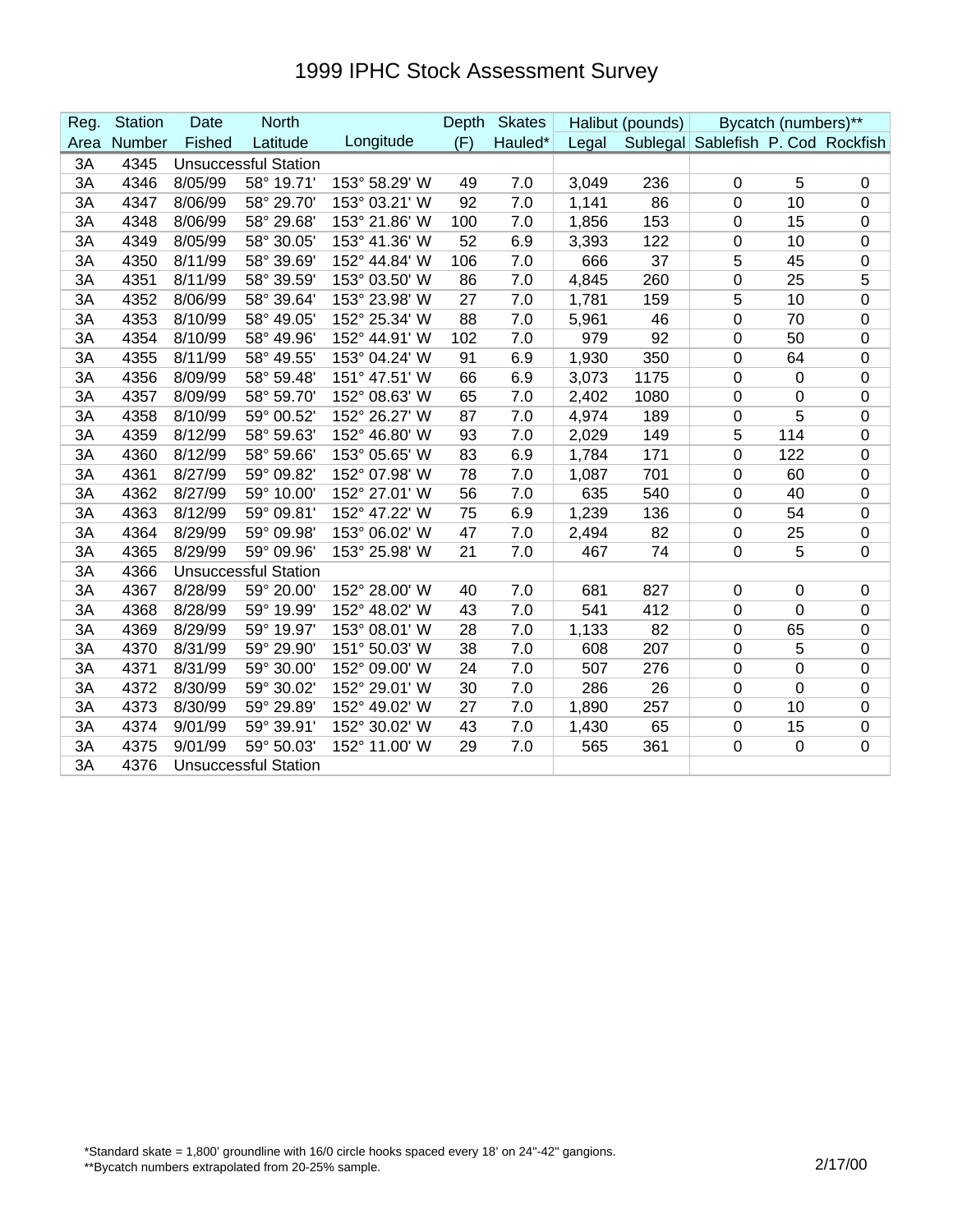# 1999 IPHC Stock Assessment Survey

| Reg. Area | Station Number | Date Fished | North Latitude | Longitude | Depth (F) | Skates Hauled* | Halibut (pounds) | | Bycatch (numbers)** | | |
|---|---|---|---|---|---|---|---|---|---|---|---|
| | | | | | | | Legal | Sublegal | Sablefish | P. Cod | Rockfish |
| 3A | 4345 | Unsuccessful Station | | | | | | | | | |
| 3A | 4346 | 8/05/99 | 58° 19.71' | 153° 58.29' W | 49 | 7.0 | 3,049 | 236 | 0 | 5 | 0 |
| 3A | 4347 | 8/06/99 | 58° 29.70' | 153° 03.21' W | 92 | 7.0 | 1,141 | 86 | 0 | 10 | 0 |
| 3A | 4348 | 8/06/99 | 58° 29.68' | 153° 21.86' W | 100 | 7.0 | 1,856 | 153 | 0 | 15 | 0 |
| 3A | 4349 | 8/05/99 | 58° 30.05' | 153° 41.36' W | 52 | 6.9 | 3,393 | 122 | 0 | 10 | 0 |
| 3A | 4350 | 8/11/99 | 58° 39.69' | 152° 44.84' W | 106 | 7.0 | 666 | 37 | 5 | 45 | 0 |
| 3A | 4351 | 8/11/99 | 58° 39.59' | 153° 03.50' W | 86 | 7.0 | 4,845 | 260 | 0 | 25 | 5 |
| 3A | 4352 | 8/06/99 | 58° 39.64' | 153° 23.98' W | 27 | 7.0 | 1,781 | 159 | 5 | 10 | 0 |
| 3A | 4353 | 8/10/99 | 58° 49.05' | 152° 25.34' W | 88 | 7.0 | 5,961 | 46 | 0 | 70 | 0 |
| 3A | 4354 | 8/10/99 | 58° 49.96' | 152° 44.91' W | 102 | 7.0 | 979 | 92 | 0 | 50 | 0 |
| 3A | 4355 | 8/11/99 | 58° 49.55' | 153° 04.24' W | 91 | 6.9 | 1,930 | 350 | 0 | 64 | 0 |
| 3A | 4356 | 8/09/99 | 58° 59.48' | 151° 47.51' W | 66 | 6.9 | 3,073 | 1175 | 0 | 0 | 0 |
| 3A | 4357 | 8/09/99 | 58° 59.70' | 152° 08.63' W | 65 | 7.0 | 2,402 | 1080 | 0 | 0 | 0 |
| 3A | 4358 | 8/10/99 | 59° 00.52' | 152° 26.27' W | 87 | 7.0 | 4,974 | 189 | 0 | 5 | 0 |
| 3A | 4359 | 8/12/99 | 58° 59.63' | 152° 46.80' W | 93 | 7.0 | 2,029 | 149 | 5 | 114 | 0 |
| 3A | 4360 | 8/12/99 | 58° 59.66' | 153° 05.65' W | 83 | 6.9 | 1,784 | 171 | 0 | 122 | 0 |
| 3A | 4361 | 8/27/99 | 59° 09.82' | 152° 07.98' W | 78 | 7.0 | 1,087 | 701 | 0 | 60 | 0 |
| 3A | 4362 | 8/27/99 | 59° 10.00' | 152° 27.01' W | 56 | 7.0 | 635 | 540 | 0 | 40 | 0 |
| 3A | 4363 | 8/12/99 | 59° 09.81' | 152° 47.22' W | 75 | 6.9 | 1,239 | 136 | 0 | 54 | 0 |
| 3A | 4364 | 8/29/99 | 59° 09.98' | 153° 06.02' W | 47 | 7.0 | 2,494 | 82 | 0 | 25 | 0 |
| 3A | 4365 | 8/29/99 | 59° 09.96' | 153° 25.98' W | 21 | 7.0 | 467 | 74 | 0 | 5 | 0 |
| 3A | 4366 | Unsuccessful Station | | | | | | | | | |
| 3A | 4367 | 8/28/99 | 59° 20.00' | 152° 28.00' W | 40 | 7.0 | 681 | 827 | 0 | 0 | 0 |
| 3A | 4368 | 8/28/99 | 59° 19.99' | 152° 48.02' W | 43 | 7.0 | 541 | 412 | 0 | 0 | 0 |
| 3A | 4369 | 8/29/99 | 59° 19.97' | 153° 08.01' W | 28 | 7.0 | 1,133 | 82 | 0 | 65 | 0 |
| 3A | 4370 | 8/31/99 | 59° 29.90' | 151° 50.03' W | 38 | 7.0 | 608 | 207 | 0 | 5 | 0 |
| 3A | 4371 | 8/31/99 | 59° 30.00' | 152° 09.00' W | 24 | 7.0 | 507 | 276 | 0 | 0 | 0 |
| 3A | 4372 | 8/30/99 | 59° 30.02' | 152° 29.01' W | 30 | 7.0 | 286 | 26 | 0 | 0 | 0 |
| 3A | 4373 | 8/30/99 | 59° 29.89' | 152° 49.02' W | 27 | 7.0 | 1,890 | 257 | 0 | 10 | 0 |
| 3A | 4374 | 9/01/99 | 59° 39.91' | 152° 30.02' W | 43 | 7.0 | 1,430 | 65 | 0 | 15 | 0 |
| 3A | 4375 | 9/01/99 | 59° 50.03' | 152° 11.00' W | 29 | 7.0 | 565 | 361 | 0 | 0 | 0 |
| 3A | 4376 | Unsuccessful Station | | | | | | | | | |

*Standard skate = 1,800' groundline with 16/0 circle hooks spaced every 18' on 24"-42" gangions.
**Bycatch numbers extrapolated from 20-25% sample.

2/17/00